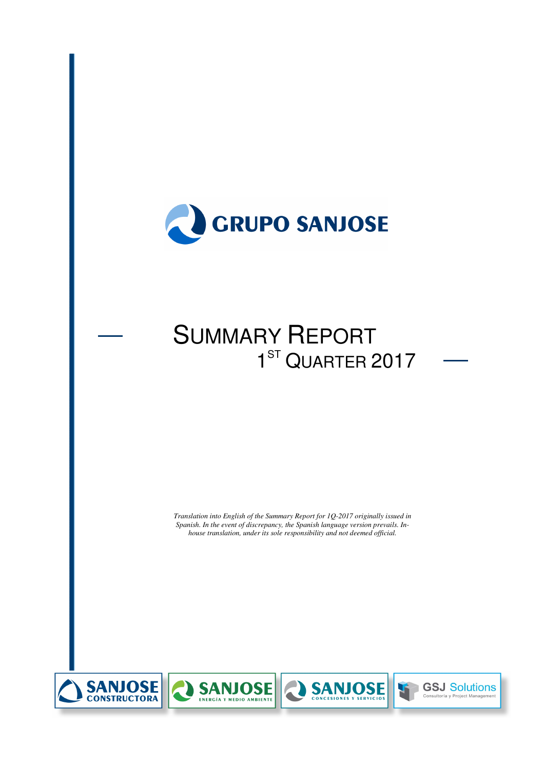# GRUPO SANJOSE

# SUMMARY REPORT
## 1ST QUARTER 2017

*Translation into English of the Summary Report for 1Q-2017 originally issued in Spanish. In the event of discrepancy, the Spanish language version prevails. In-house translation, under its sole responsibility and not deemed official.*

SANJOSE CONSTRUCTORA

SANJOSE ENERGÍA Y MEDIO AMBIENTE

SANJOSE CONCESIONES Y SERVICIOS

GSJ Solutions Consultoría y Project Management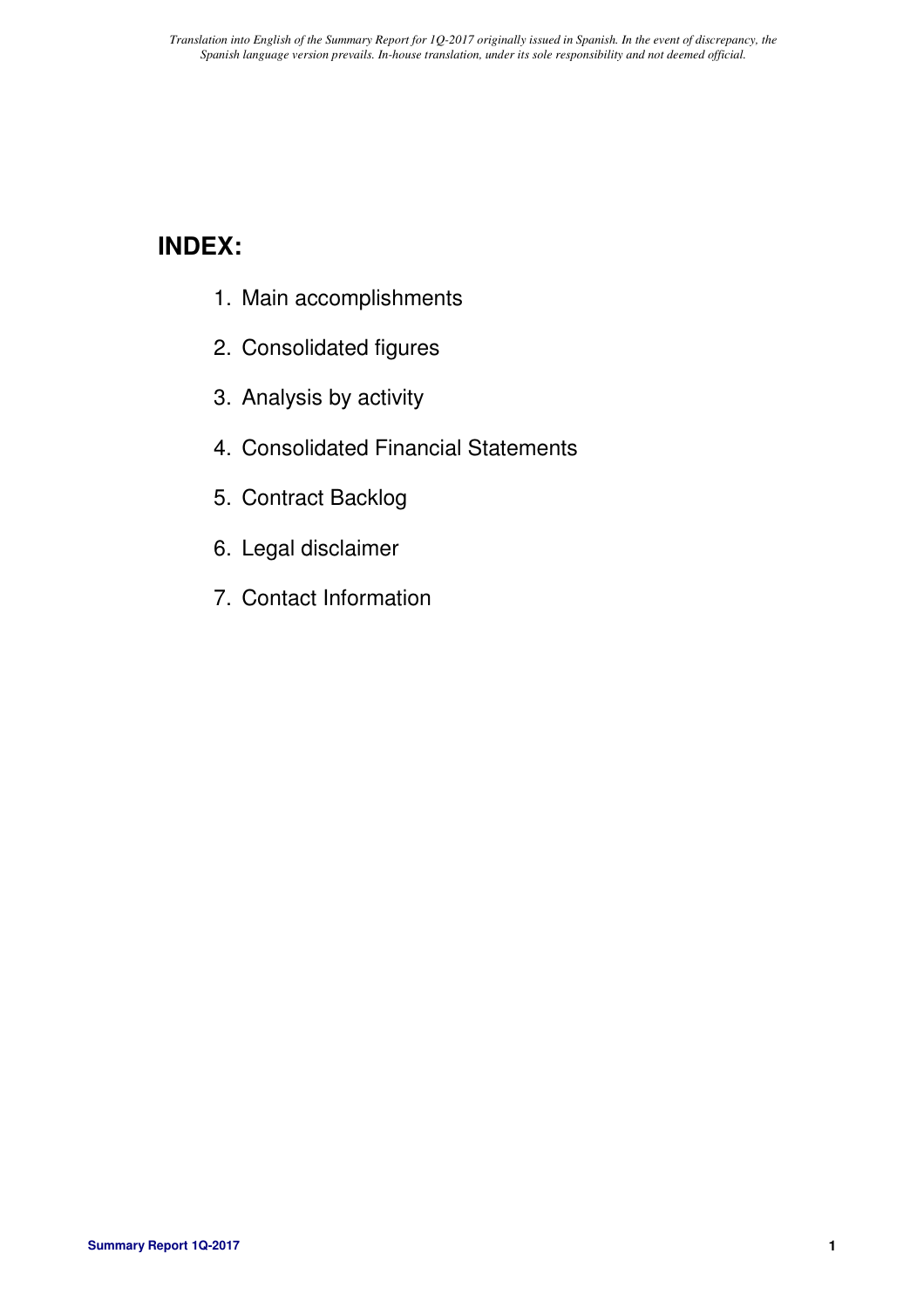*Translation into English of the Summary Report for 1Q-2017 originally issued in Spanish. In the event of discrepancy, the Spanish language version prevails. In-house translation, under its sole responsibility and not deemed official.*

# INDEX:

1. Main accomplishments
2. Consolidated figures
3. Analysis by activity
4. Consolidated Financial Statements
5. Contract Backlog
6. Legal disclaimer
7. Contact Information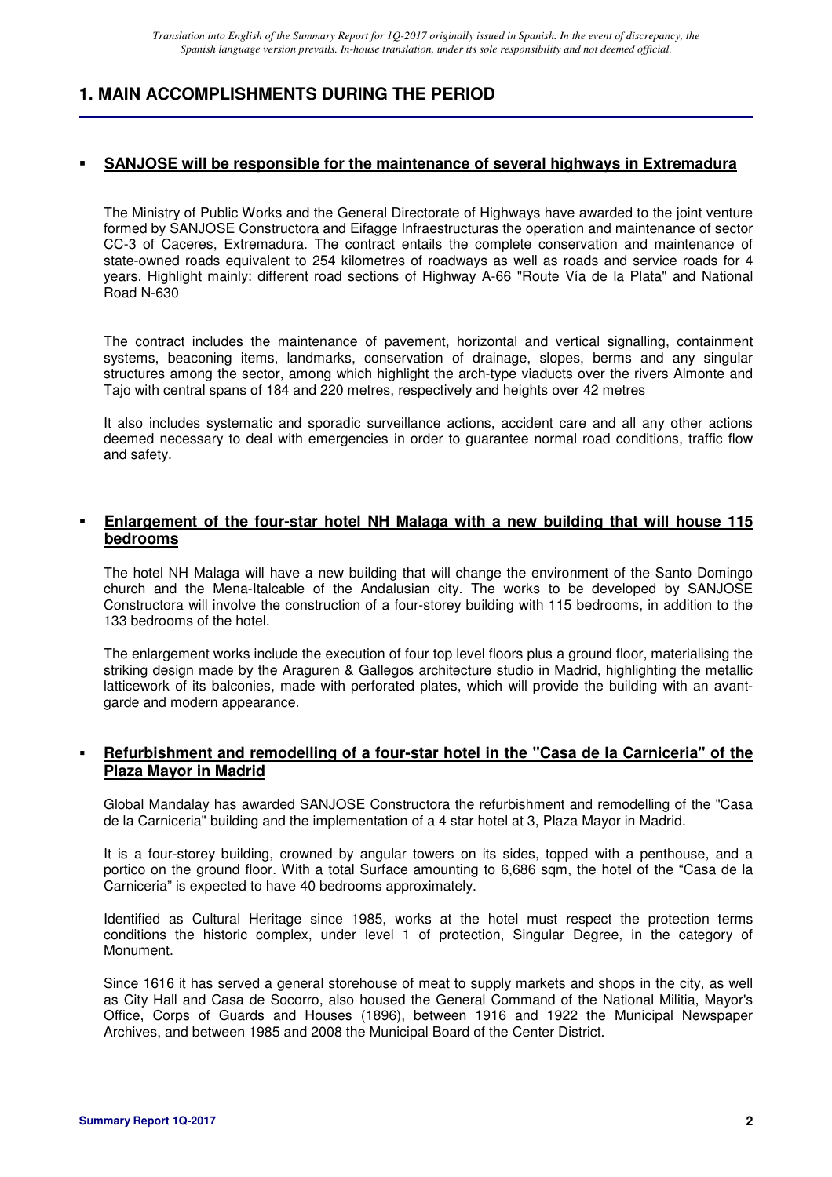# 1. MAIN ACCOMPLISHMENTS DURING THE PERIOD

- **SANJOSE will be responsible for the maintenance of several highways in Extremadura**

The Ministry of Public Works and the General Directorate of Highways have awarded to the joint venture formed by SANJOSE Constructora and Eifagge Infraestructuras the operation and maintenance of sector CC-3 of Caceres, Extremadura. The contract entails the complete conservation and maintenance of state-owned roads equivalent to 254 kilometres of roadways as well as roads and service roads for 4 years. Highlight mainly: different road sections of Highway A-66 "Route Vía de la Plata" and National Road N-630

The contract includes the maintenance of pavement, horizontal and vertical signalling, containment systems, beaconing items, landmarks, conservation of drainage, slopes, berms and any singular structures among the sector, among which highlight the arch-type viaducts over the rivers Almonte and Tajo with central spans of 184 and 220 metres, respectively and heights over 42 metres

It also includes systematic and sporadic surveillance actions, accident care and all any other actions deemed necessary to deal with emergencies in order to guarantee normal road conditions, traffic flow and safety.

- **Enlargement of the four-star hotel NH Malaga with a new building that will house 115 bedrooms**

The hotel NH Malaga will have a new building that will change the environment of the Santo Domingo church and the Mena-Italcable of the Andalusian city. The works to be developed by SANJOSE Constructora will involve the construction of a four-storey building with 115 bedrooms, in addition to the 133 bedrooms of the hotel.

The enlargement works include the execution of four top level floors plus a ground floor, materialising the striking design made by the Araguren & Gallegos architecture studio in Madrid, highlighting the metallic latticework of its balconies, made with perforated plates, which will provide the building with an avant-garde and modern appearance.

- **Refurbishment and remodelling of a four-star hotel in the "Casa de la Carniceria" of the Plaza Mayor in Madrid**

Global Mandalay has awarded SANJOSE Constructora the refurbishment and remodelling of the "Casa de la Carniceria" building and the implementation of a 4 star hotel at 3, Plaza Mayor in Madrid.

It is a four-storey building, crowned by angular towers on its sides, topped with a penthouse, and a portico on the ground floor. With a total Surface amounting to 6,686 sqm, the hotel of the "Casa de la Carniceria" is expected to have 40 bedrooms approximately.

Identified as Cultural Heritage since 1985, works at the hotel must respect the protection terms conditions the historic complex, under level 1 of protection, Singular Degree, in the category of Monument.

Since 1616 it has served a general storehouse of meat to supply markets and shops in the city, as well as City Hall and Casa de Socorro, also housed the General Command of the National Militia, Mayor's Office, Corps of Guards and Houses (1896), between 1916 and 1922 the Municipal Newspaper Archives, and between 1985 and 2008 the Municipal Board of the Center District.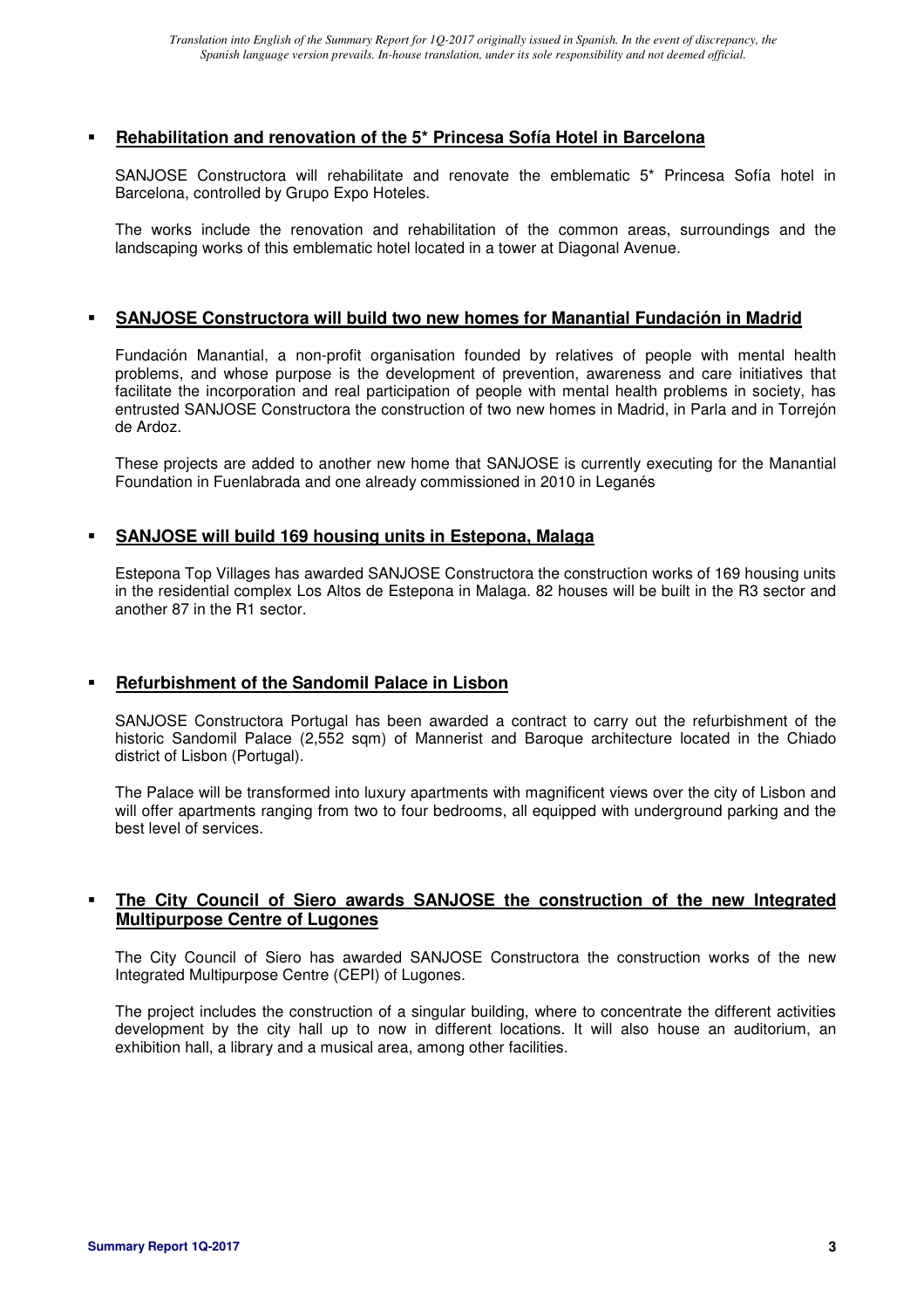- **Rehabilitation and renovation of the 5* Princesa Sofía Hotel in Barcelona**

  SANJOSE Constructora will rehabilitate and renovate the emblematic 5* Princesa Sofía hotel in Barcelona, controlled by Grupo Expo Hoteles.

  The works include the renovation and rehabilitation of the common areas, surroundings and the landscaping works of this emblematic hotel located in a tower at Diagonal Avenue.

- **SANJOSE Constructora will build two new homes for Manantial Fundación in Madrid**

  Fundación Manantial, a non-profit organisation founded by relatives of people with mental health problems, and whose purpose is the development of prevention, awareness and care initiatives that facilitate the incorporation and real participation of people with mental health problems in society, has entrusted SANJOSE Constructora the construction of two new homes in Madrid, in Parla and in Torrejón de Ardoz.

  These projects are added to another new home that SANJOSE is currently executing for the Manantial Foundation in Fuenlabrada and one already commissioned in 2010 in Leganés

- **SANJOSE will build 169 housing units in Estepona, Malaga**

  Estepona Top Villages has awarded SANJOSE Constructora the construction works of 169 housing units in the residential complex Los Altos de Estepona in Malaga. 82 houses will be built in the R3 sector and another 87 in the R1 sector.

- **Refurbishment of the Sandomil Palace in Lisbon**

  SANJOSE Constructora Portugal has been awarded a contract to carry out the refurbishment of the historic Sandomil Palace (2,552 sqm) of Mannerist and Baroque architecture located in the Chiado district of Lisbon (Portugal).

  The Palace will be transformed into luxury apartments with magnificent views over the city of Lisbon and will offer apartments ranging from two to four bedrooms, all equipped with underground parking and the best level of services.

- **The City Council of Siero awards SANJOSE the construction of the new Integrated Multipurpose Centre of Lugones**

  The City Council of Siero has awarded SANJOSE Constructora the construction works of the new Integrated Multipurpose Centre (CEPI) of Lugones.

  The project includes the construction of a singular building, where to concentrate the different activities development by the city hall up to now in different locations. It will also house an auditorium, an exhibition hall, a library and a musical area, among other facilities.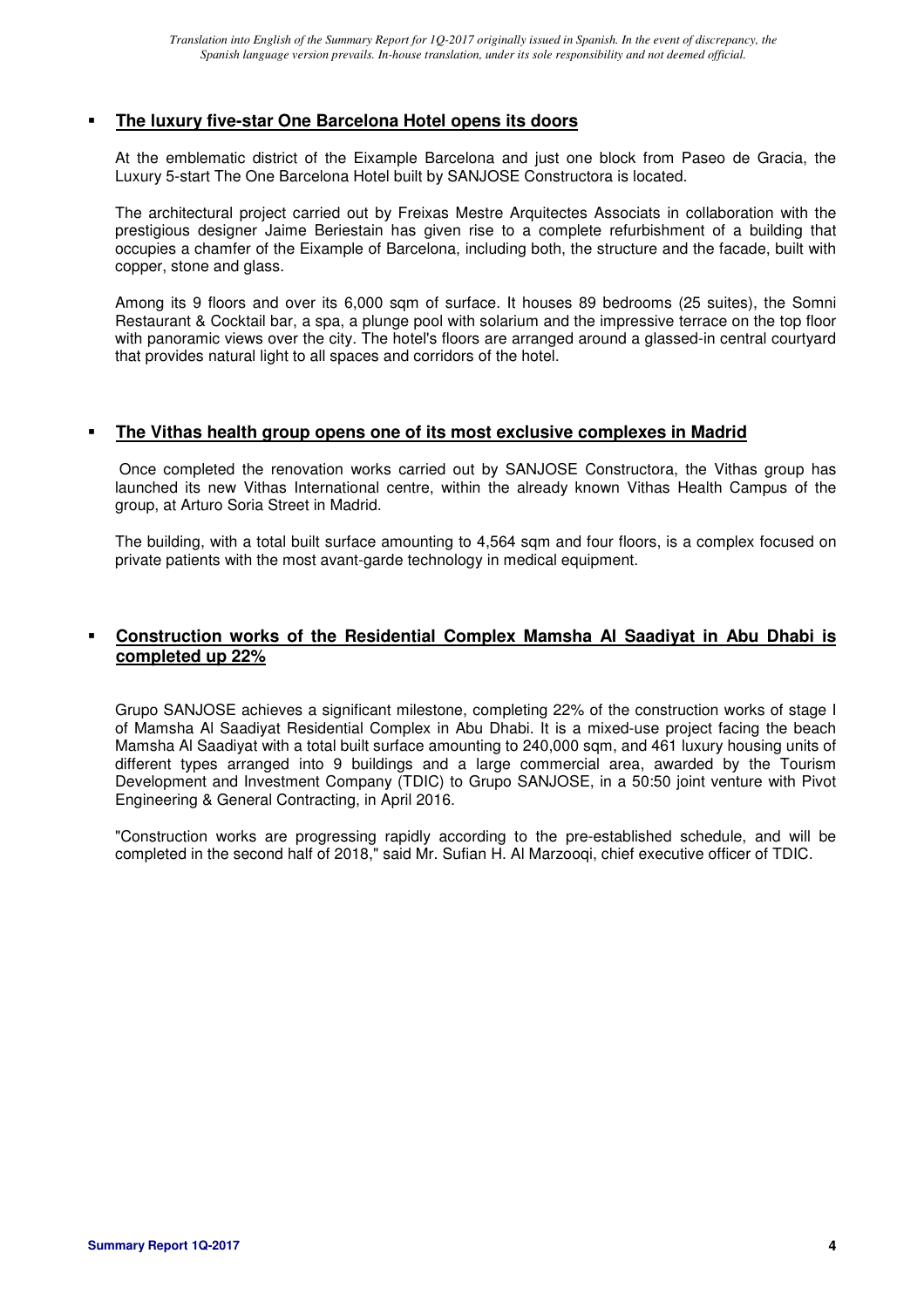- **The luxury five-star One Barcelona Hotel opens its doors**

  At the emblematic district of the Eixample Barcelona and just one block from Paseo de Gracia, the Luxury 5-start The One Barcelona Hotel built by SANJOSE Constructora is located.

  The architectural project carried out by Freixas Mestre Arquitectes Associats in collaboration with the prestigious designer Jaime Beriestain has given rise to a complete refurbishment of a building that occupies a chamfer of the Eixample of Barcelona, including both, the structure and the facade, built with copper, stone and glass.

  Among its 9 floors and over its 6,000 sqm of surface. It houses 89 bedrooms (25 suites), the Somni Restaurant & Cocktail bar, a spa, a plunge pool with solarium and the impressive terrace on the top floor with panoramic views over the city. The hotel's floors are arranged around a glassed-in central courtyard that provides natural light to all spaces and corridors of the hotel.

- **The Vithas health group opens one of its most exclusive complexes in Madrid**

  Once completed the renovation works carried out by SANJOSE Constructora, the Vithas group has launched its new Vithas International centre, within the already known Vithas Health Campus of the group, at Arturo Soria Street in Madrid.

  The building, with a total built surface amounting to 4,564 sqm and four floors, is a complex focused on private patients with the most avant-garde technology in medical equipment.

- **Construction works of the Residential Complex Mamsha Al Saadiyat in Abu Dhabi is completed up 22%**

  Grupo SANJOSE achieves a significant milestone, completing 22% of the construction works of stage I of Mamsha Al Saadiyat Residential Complex in Abu Dhabi. It is a mixed-use project facing the beach Mamsha Al Saadiyat with a total built surface amounting to 240,000 sqm, and 461 luxury housing units of different types arranged into 9 buildings and a large commercial area, awarded by the Tourism Development and Investment Company (TDIC) to Grupo SANJOSE, in a 50:50 joint venture with Pivot Engineering & General Contracting, in April 2016.

  "Construction works are progressing rapidly according to the pre-established schedule, and will be completed in the second half of 2018," said Mr. Sufian H. Al Marzooqi, chief executive officer of TDIC.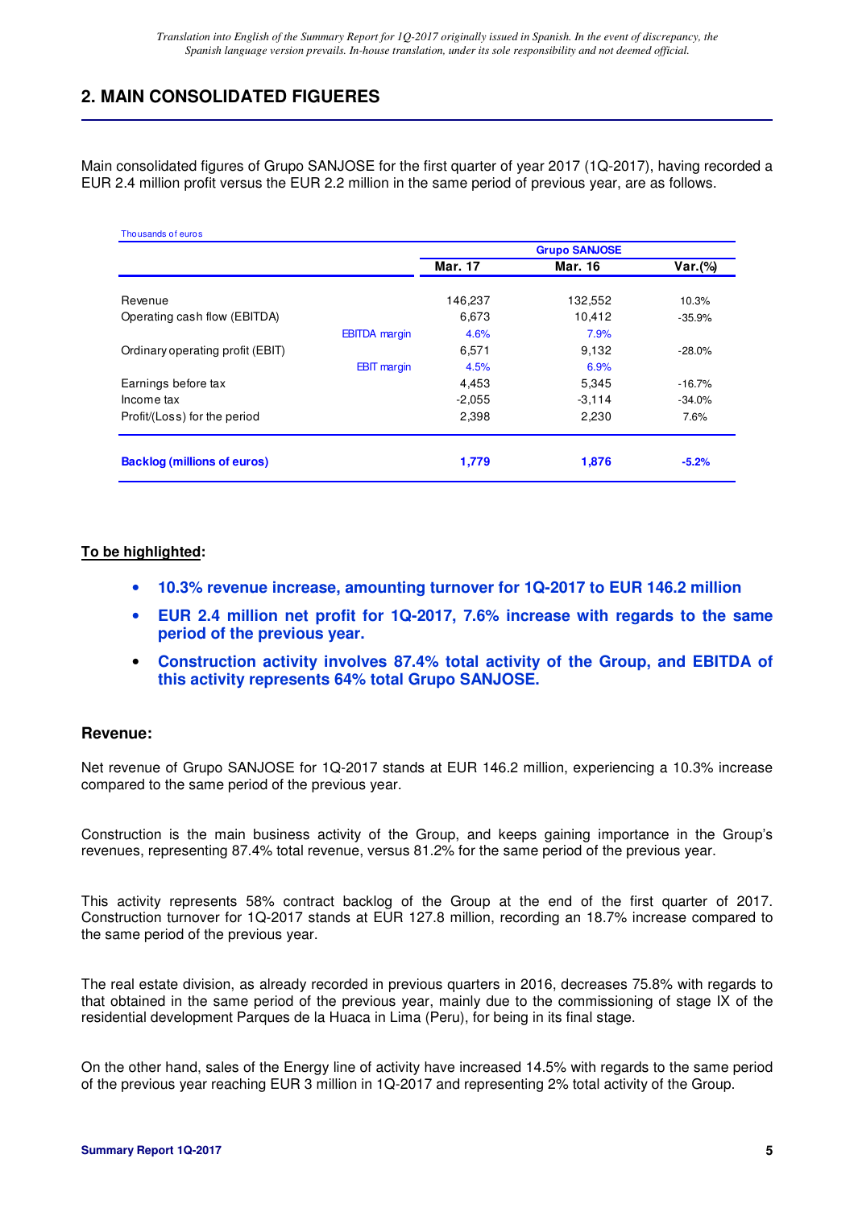*Translation into English of the Summary Report for 1Q-2017 originally issued in Spanish. In the event of discrepancy, the Spanish language version prevails. In-house translation, under its sole responsibility and not deemed official.*

## 2. MAIN CONSOLIDATED FIGUERES

Main consolidated figures of Grupo SANJOSE for the first quarter of year 2017 (1Q-2017), having recorded a EUR 2.4 million profit versus the EUR 2.2 million in the same period of previous year, are as follows.

Thousands of euros

| | | Grupo SANJOSE | | |
|---|---|---|---|---|
| | | Mar. 17 | Mar. 16 | Var.(%) |
| Revenue | | 146,237 | 132,552 | 10.3% |
| Operating cash flow (EBITDA) | | 6,673 | 10,412 | -35.9% |
| | EBITDA margin | 4.6% | 7.9% | |
| Ordinary operating profit (EBIT) | | 6,571 | 9,132 | -28.0% |
| | EBIT margin | 4.5% | 6.9% | |
| Earnings before tax | | 4,453 | 5,345 | -16.7% |
| Income tax | | -2,055 | -3,114 | -34.0% |
| Profit/(Loss) for the period | | 2,398 | 2,230 | 7.6% |
| **Backlog (millions of euros)** | | **1,779** | **1,876** | **-5.2%** |

**To be highlighted:**

- **10.3% revenue increase, amounting turnover for 1Q-2017 to EUR 146.2 million**
- **EUR 2.4 million net profit for 1Q-2017, 7.6% increase with regards to the same period of the previous year.**
- **Construction activity involves 87.4% total activity of the Group, and EBITDA of this activity represents 64% total Grupo SANJOSE.**

### Revenue:

Net revenue of Grupo SANJOSE for 1Q-2017 stands at EUR 146.2 million, experiencing a 10.3% increase compared to the same period of the previous year.

Construction is the main business activity of the Group, and keeps gaining importance in the Group's revenues, representing 87.4% total revenue, versus 81.2% for the same period of the previous year.

This activity represents 58% contract backlog of the Group at the end of the first quarter of 2017. Construction turnover for 1Q-2017 stands at EUR 127.8 million, recording an 18.7% increase compared to the same period of the previous year.

The real estate division, as already recorded in previous quarters in 2016, decreases 75.8% with regards to that obtained in the same period of the previous year, mainly due to the commissioning of stage IX of the residential development Parques de la Huaca in Lima (Peru), for being in its final stage.

On the other hand, sales of the Energy line of activity have increased 14.5% with regards to the same period of the previous year reaching EUR 3 million in 1Q-2017 and representing 2% total activity of the Group.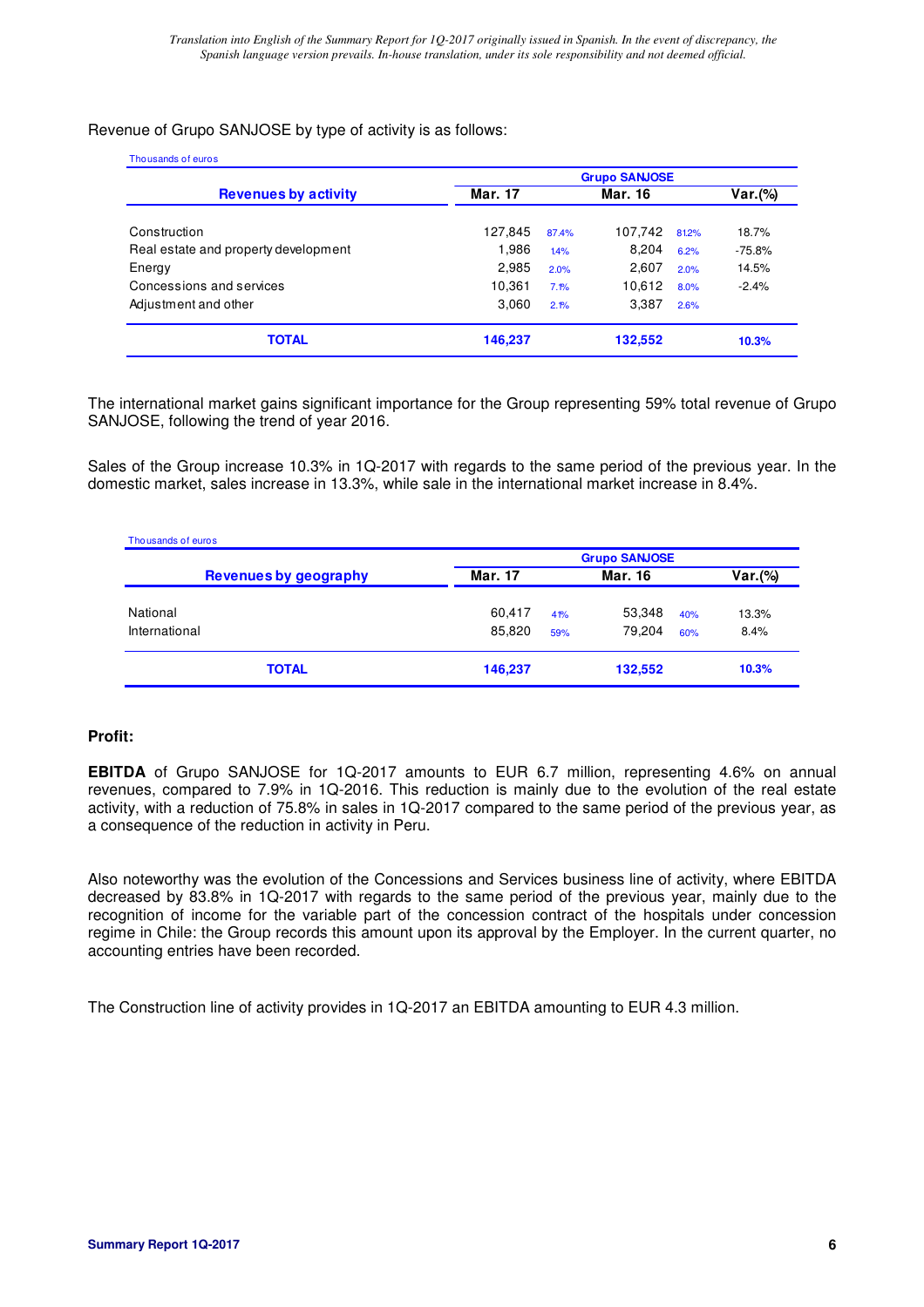*Translation into English of the Summary Report for 1Q-2017 originally issued in Spanish. In the event of discrepancy, the Spanish language version prevails. In-house translation, under its sole responsibility and not deemed official.*

Revenue of Grupo SANJOSE by type of activity is as follows:

Thousands of euros

| Revenues by activity | Grupo SANJOSE | | | | |
|---|---|---|---|---|---|
| | Mar. 17 | | Mar. 16 | | Var.(%) |
| Construction | 127,845 | 87.4% | 107,742 | 81.2% | 18.7% |
| Real estate and property development | 1,986 | 1.4% | 8,204 | 6.2% | -75.8% |
| Energy | 2,985 | 2.0% | 2,607 | 2.0% | 14.5% |
| Concessions and services | 10,361 | 7.1% | 10,612 | 8.0% | -2.4% |
| Adjustment and other | 3,060 | 2.1% | 3,387 | 2.6% | |
| **TOTAL** | **146,237** | | **132,552** | | **10.3%** |

The international market gains significant importance for the Group representing 59% total revenue of Grupo SANJOSE, following the trend of year 2016.

Sales of the Group increase 10.3% in 1Q-2017 with regards to the same period of the previous year. In the domestic market, sales increase in 13.3%, while sale in the international market increase in 8.4%.

Thousands of euros

| Revenues by geography | Grupo SANJOSE | | | | |
|---|---|---|---|---|---|
| | Mar. 17 | | Mar. 16 | | Var.(%) |
| National | 60,417 | 41% | 53,348 | 40% | 13.3% |
| International | 85,820 | 59% | 79,204 | 60% | 8.4% |
| **TOTAL** | **146,237** | | **132,552** | | **10.3%** |

**Profit:**

**EBITDA** of Grupo SANJOSE for 1Q-2017 amounts to EUR 6.7 million, representing 4.6% on annual revenues, compared to 7.9% in 1Q-2016. This reduction is mainly due to the evolution of the real estate activity, with a reduction of 75.8% in sales in 1Q-2017 compared to the same period of the previous year, as a consequence of the reduction in activity in Peru.

Also noteworthy was the evolution of the Concessions and Services business line of activity, where EBITDA decreased by 83.8% in 1Q-2017 with regards to the same period of the previous year, mainly due to the recognition of income for the variable part of the concession contract of the hospitals under concession regime in Chile: the Group records this amount upon its approval by the Employer. In the current quarter, no accounting entries have been recorded.

The Construction line of activity provides in 1Q-2017 an EBITDA amounting to EUR 4.3 million.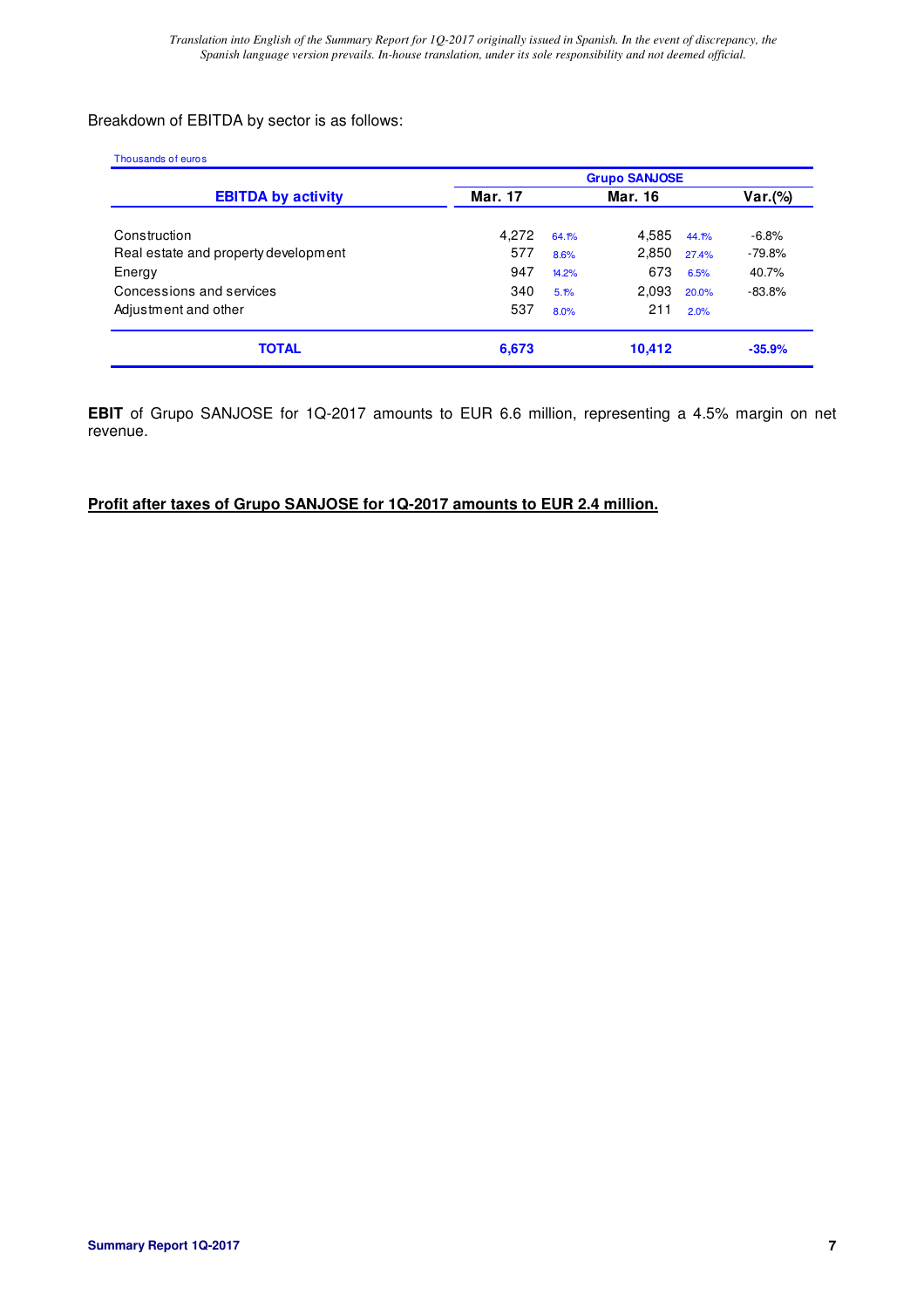Breakdown of EBITDA by sector is as follows:

Thousands of euros

| EBITDA by activity | Grupo SANJOSE | | | | |
|---|---|---|---|---|---|
| | Mar. 17 | | Mar. 16 | | Var.(%) |
| Construction | 4,272 | 64.1% | 4,585 | 44.1% | -6.8% |
| Real estate and property development | 577 | 8.6% | 2,850 | 27.4% | -79.8% |
| Energy | 947 | 14.2% | 673 | 6.5% | 40.7% |
| Concessions and services | 340 | 5.1% | 2,093 | 20.0% | -83.8% |
| Adjustment and other | 537 | 8.0% | 211 | 2.0% | |
| **TOTAL** | **6,673** | | **10,412** | | **-35.9%** |

**EBIT** of Grupo SANJOSE for 1Q-2017 amounts to EUR 6.6 million, representing a 4.5% margin on net revenue.

**Profit after taxes of Grupo SANJOSE for 1Q-2017 amounts to EUR 2.4 million.**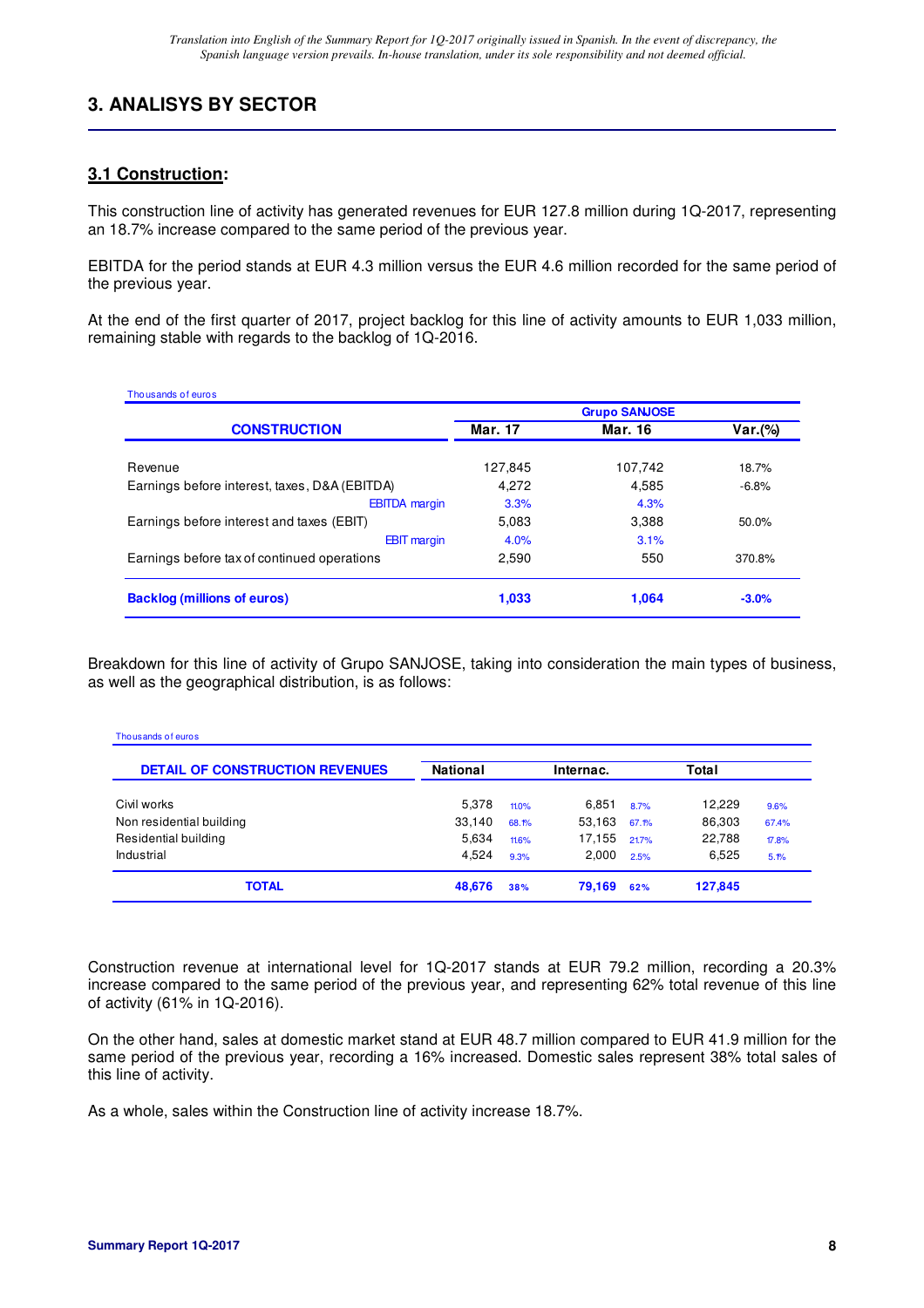*Translation into English of the Summary Report for 1Q-2017 originally issued in Spanish. In the event of discrepancy, the Spanish language version prevails. In-house translation, under its sole responsibility and not deemed official.*

## 3. ANALISYS BY SECTOR

### 3.1 Construction:

This construction line of activity has generated revenues for EUR 127.8 million during 1Q-2017, representing an 18.7% increase compared to the same period of the previous year.

EBITDA for the period stands at EUR 4.3 million versus the EUR 4.6 million recorded for the same period of the previous year.

At the end of the first quarter of 2017, project backlog for this line of activity amounts to EUR 1,033 million, remaining stable with regards to the backlog of 1Q-2016.

Thousands of euros

| CONSTRUCTION | Grupo SANJOSE | | |
|---|---|---|---|
| | Mar. 17 | Mar. 16 | Var.(%) |
| Revenue | 127,845 | 107,742 | 18.7% |
| Earnings before interest, taxes, D&A (EBITDA) | 4,272 | 4,585 | -6.8% |
| EBITDA margin | 3.3% | 4.3% | |
| Earnings before interest and taxes (EBIT) | 5,083 | 3,388 | 50.0% |
| EBIT margin | 4.0% | 3.1% | |
| Earnings before tax of continued operations | 2,590 | 550 | 370.8% |
| **Backlog (millions of euros)** | **1,033** | **1,064** | **-3.0%** |

Breakdown for this line of activity of Grupo SANJOSE, taking into consideration the main types of business, as well as the geographical distribution, is as follows:

Thousands of euros

| DETAIL OF CONSTRUCTION REVENUES | National | | Internac. | | Total | |
|---|---|---|---|---|---|---|
| Civil works | 5,378 | 11.0% | 6,851 | 8.7% | 12,229 | 9.6% |
| Non residential building | 33,140 | 68.1% | 53,163 | 67.1% | 86,303 | 67.4% |
| Residential building | 5,634 | 11.6% | 17,155 | 21.7% | 22,788 | 17.8% |
| Industrial | 4,524 | 9.3% | 2,000 | 2.5% | 6,525 | 5.1% |
| **TOTAL** | **48,676** | **38%** | **79,169** | **62%** | **127,845** | |

Construction revenue at international level for 1Q-2017 stands at EUR 79.2 million, recording a 20.3% increase compared to the same period of the previous year, and representing 62% total revenue of this line of activity (61% in 1Q-2016).

On the other hand, sales at domestic market stand at EUR 48.7 million compared to EUR 41.9 million for the same period of the previous year, recording a 16% increased. Domestic sales represent 38% total sales of this line of activity.

As a whole, sales within the Construction line of activity increase 18.7%.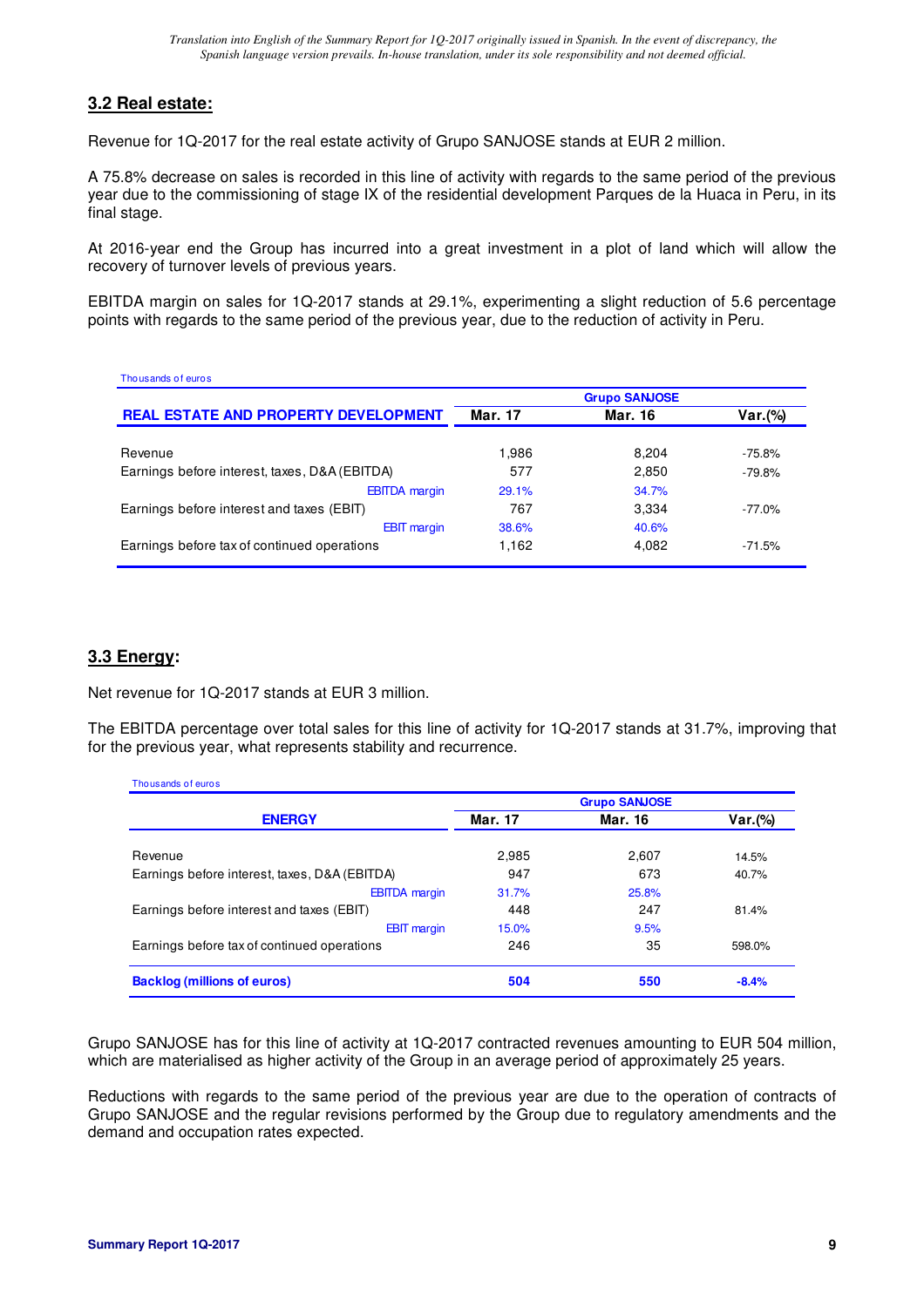*Translation into English of the Summary Report for 1Q-2017 originally issued in Spanish. In the event of discrepancy, the Spanish language version prevails. In-house translation, under its sole responsibility and not deemed official.*

## 3.2 Real estate:

Revenue for 1Q-2017 for the real estate activity of Grupo SANJOSE stands at EUR 2 million.

A 75.8% decrease on sales is recorded in this line of activity with regards to the same period of the previous year due to the commissioning of stage IX of the residential development Parques de la Huaca in Peru, in its final stage.

At 2016-year end the Group has incurred into a great investment in a plot of land which will allow the recovery of turnover levels of previous years.

EBITDA margin on sales for 1Q-2017 stands at 29.1%, experimenting a slight reduction of 5.6 percentage points with regards to the same period of the previous year, due to the reduction of activity in Peru.

Thousands of euros

| | Grupo SANJOSE | | |
|---|---|---|---|
| **REAL ESTATE AND PROPERTY DEVELOPMENT** | **Mar. 17** | **Mar. 16** | **Var.(%)** |
| Revenue | 1,986 | 8,204 | -75.8% |
| Earnings before interest, taxes, D&A (EBITDA) | 577 | 2,850 | -79.8% |
| EBITDA margin | 29.1% | 34.7% | |
| Earnings before interest and taxes (EBIT) | 767 | 3,334 | -77.0% |
| EBIT margin | 38.6% | 40.6% | |
| Earnings before tax of continued operations | 1,162 | 4,082 | -71.5% |

## 3.3 Energy:

Net revenue for 1Q-2017 stands at EUR 3 million.

The EBITDA percentage over total sales for this line of activity for 1Q-2017 stands at 31.7%, improving that for the previous year, what represents stability and recurrence.

Thousands of euros

| | Grupo SANJOSE | | |
|---|---|---|---|
| **ENERGY** | **Mar. 17** | **Mar. 16** | **Var.(%)** |
| Revenue | 2,985 | 2,607 | 14.5% |
| Earnings before interest, taxes, D&A (EBITDA) | 947 | 673 | 40.7% |
| EBITDA margin | 31.7% | 25.8% | |
| Earnings before interest and taxes (EBIT) | 448 | 247 | 81.4% |
| EBIT margin | 15.0% | 9.5% | |
| Earnings before tax of continued operations | 246 | 35 | 598.0% |
| **Backlog (millions of euros)** | **504** | **550** | **-8.4%** |

Grupo SANJOSE has for this line of activity at 1Q-2017 contracted revenues amounting to EUR 504 million, which are materialised as higher activity of the Group in an average period of approximately 25 years.

Reductions with regards to the same period of the previous year are due to the operation of contracts of Grupo SANJOSE and the regular revisions performed by the Group due to regulatory amendments and the demand and occupation rates expected.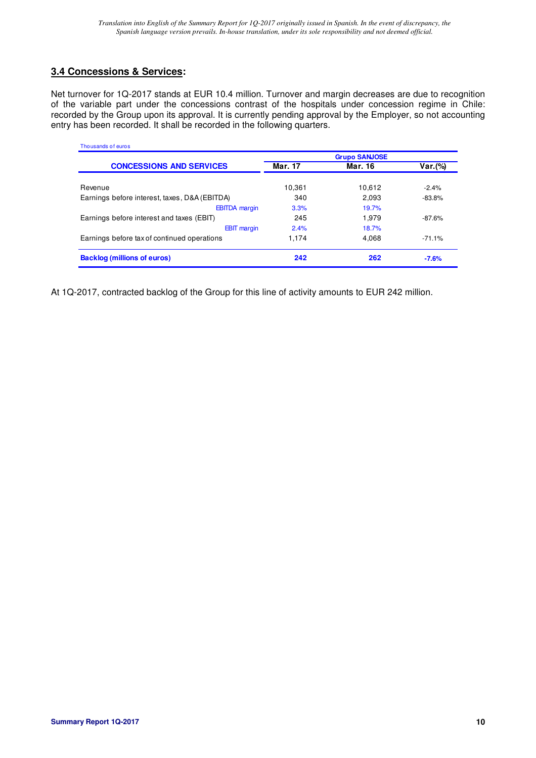*Translation into English of the Summary Report for 1Q-2017 originally issued in Spanish. In the event of discrepancy, the Spanish language version prevails. In-house translation, under its sole responsibility and not deemed official.*

## 3.4 Concessions & Services:

Net turnover for 1Q-2017 stands at EUR 10.4 million. Turnover and margin decreases are due to recognition of the variable part under the concessions contrast of the hospitals under concession regime in Chile: recorded by the Group upon its approval. It is currently pending approval by the Employer, so not accounting entry has been recorded. It shall be recorded in the following quarters.

Thousands of euros

| | Grupo SANJOSE | | |
|---|---|---|---|
| **CONCESSIONS AND SERVICES** | **Mar. 17** | **Mar. 16** | **Var.(%)** |
| Revenue | 10,361 | 10,612 | -2.4% |
| Earnings before interest, taxes, D&A (EBITDA) | 340 | 2,093 | -83.8% |
| EBITDA margin | 3.3% | 19.7% | |
| Earnings before interest and taxes (EBIT) | 245 | 1,979 | -87.6% |
| EBIT margin | 2.4% | 18.7% | |
| Earnings before tax of continued operations | 1,174 | 4,068 | -71.1% |
| **Backlog (millions of euros)** | **242** | **262** | **-7.6%** |

At 1Q-2017, contracted backlog of the Group for this line of activity amounts to EUR 242 million.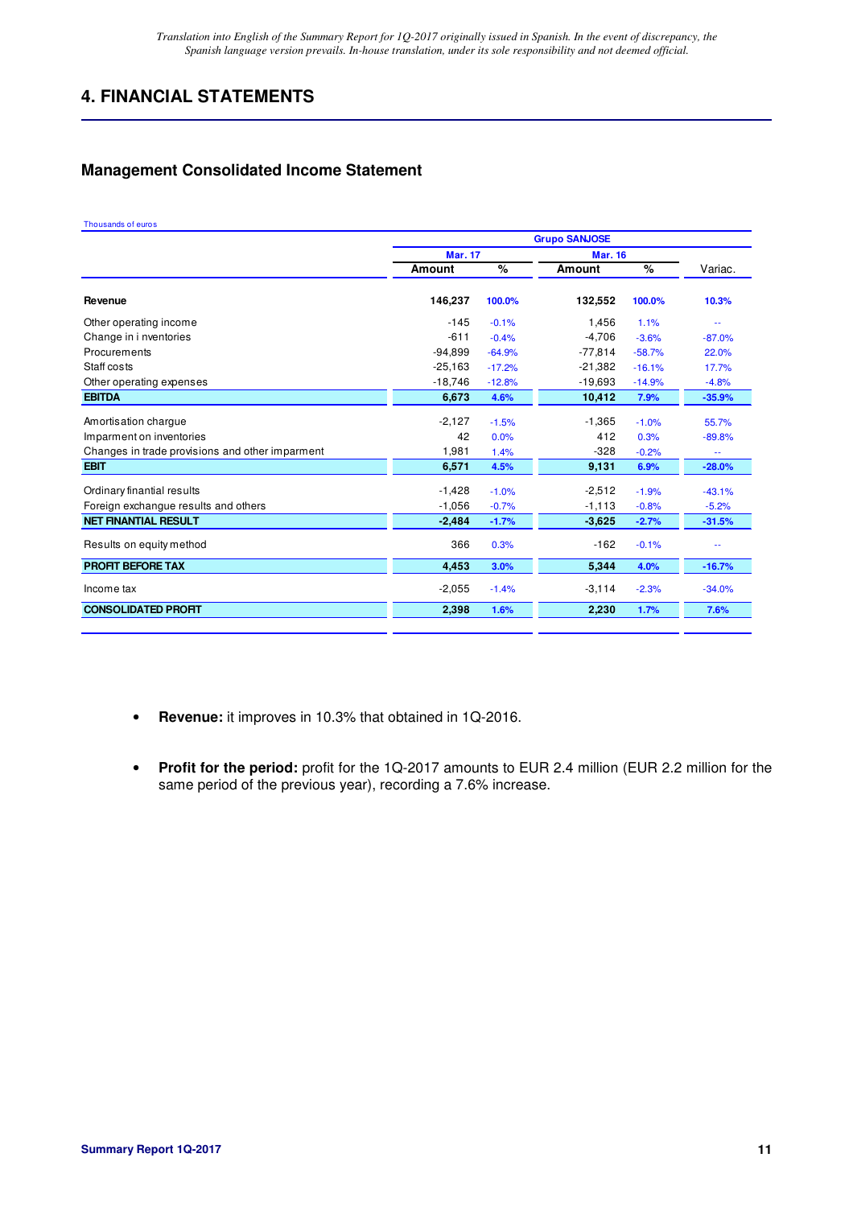*Translation into English of the Summary Report for 1Q-2017 originally issued in Spanish. In the event of discrepancy, the Spanish language version prevails. In-house translation, under its sole responsibility and not deemed official.*

## 4. FINANCIAL STATEMENTS

### Management Consolidated Income Statement

Thousands of euros

| | Grupo SANJOSE | | | | |
|---|---|---|---|---|---|
| | Mar. 17 | | Mar. 16 | | |
| | Amount | % | Amount | % | Variac. |
| **Revenue** | **146,237** | **100.0%** | **132,552** | **100.0%** | **10.3%** |
| Other operating income | -145 | -0.1% | 1,456 | 1.1% | -- |
| Change in i nventories | -611 | -0.4% | -4,706 | -3.6% | -87.0% |
| Procurements | -94,899 | -64.9% | -77,814 | -58.7% | 22.0% |
| Staff costs | -25,163 | -17.2% | -21,382 | -16.1% | 17.7% |
| Other operating expenses | -18,746 | -12.8% | -19,693 | -14.9% | -4.8% |
| **EBITDA** | **6,673** | **4.6%** | **10,412** | **7.9%** | **-35.9%** |
| Amortisation chargue | -2,127 | -1.5% | -1,365 | -1.0% | 55.7% |
| Imparment on inventories | 42 | 0.0% | 412 | 0.3% | -89.8% |
| Changes in trade provisions and other imparment | 1,981 | 1.4% | -328 | -0.2% | -- |
| **EBIT** | **6,571** | **4.5%** | **9,131** | **6.9%** | **-28.0%** |
| Ordinary finantial results | -1,428 | -1.0% | -2,512 | -1.9% | -43.1% |
| Foreign exchange results and others | -1,056 | -0.7% | -1,113 | -0.8% | -5.2% |
| **NET FINANTIAL RESULT** | **-2,484** | **-1.7%** | **-3,625** | **-2.7%** | **-31.5%** |
| Results on equity method | 366 | 0.3% | -162 | -0.1% | -- |
| **PROFIT BEFORE TAX** | **4,453** | **3.0%** | **5,344** | **4.0%** | **-16.7%** |
| Income tax | -2,055 | -1.4% | -3,114 | -2.3% | -34.0% |
| **CONSOLIDATED PROFIT** | **2,398** | **1.6%** | **2,230** | **1.7%** | **7.6%** |

- **Revenue:** it improves in 10.3% that obtained in 1Q-2016.
- **Profit for the period:** profit for the 1Q-2017 amounts to EUR 2.4 million (EUR 2.2 million for the same period of the previous year), recording a 7.6% increase.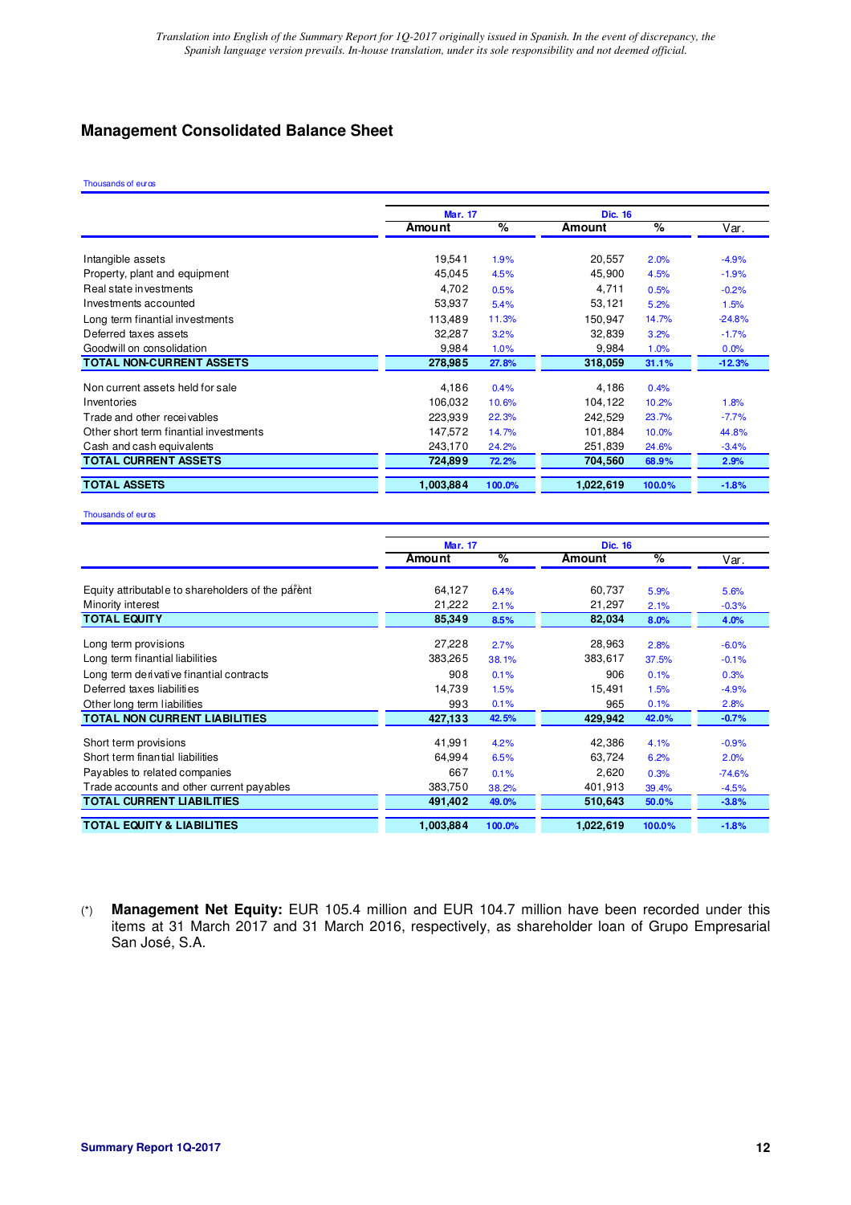*Translation into English of the Summary Report for 1Q-2017 originally issued in Spanish. In the event of discrepancy, the Spanish language version prevails. In-house translation, under its sole responsibility and not deemed official.*

## Management Consolidated Balance Sheet

Thousands of euros

| | Mar. 17 | | Dic. 16 | | |
|---|---|---|---|---|---|
| | Amount | % | Amount | % | Var. |
| Intangible assets | 19,541 | 1.9% | 20,557 | 2.0% | -4.9% |
| Property, plant and equipment | 45,045 | 4.5% | 45,900 | 4.5% | -1.9% |
| Real state investments | 4,702 | 0.5% | 4,711 | 0.5% | -0.2% |
| Investments accounted | 53,937 | 5.4% | 53,121 | 5.2% | 1.5% |
| Long term finantial investments | 113,489 | 11.3% | 150,947 | 14.7% | -24.8% |
| Deferred taxes assets | 32,287 | 3.2% | 32,839 | 3.2% | -1.7% |
| Goodwill on consolidation | 9,984 | 1.0% | 9,984 | 1.0% | 0.0% |
| **TOTAL NON-CURRENT ASSETS** | **278,985** | **27.8%** | **318,059** | **31.1%** | **-12.3%** |
| Non current assets held for sale | 4,186 | 0.4% | 4,186 | 0.4% | |
| Inventories | 106,032 | 10.6% | 104,122 | 10.2% | 1.8% |
| Trade and other receivables | 223,939 | 22.3% | 242,529 | 23.7% | -7.7% |
| Other short term finantial investments | 147,572 | 14.7% | 101,884 | 10.0% | 44.8% |
| Cash and cash equivalents | 243,170 | 24.2% | 251,839 | 24.6% | -3.4% |
| **TOTAL CURRENT ASSETS** | **724,899** | **72.2%** | **704,560** | **68.9%** | **2.9%** |
| **TOTAL ASSETS** | **1,003,884** | **100.0%** | **1,022,619** | **100.0%** | **-1.8%** |

Thousands of euros

| | Mar. 17 | | Dic. 16 | | |
|---|---|---|---|---|---|
| | Amount | % | Amount | % | Var. |
| Equity attributable to shareholders of the parent (*) | 64,127 | 6.4% | 60,737 | 5.9% | 5.6% |
| Minority interest | 21,222 | 2.1% | 21,297 | 2.1% | -0.3% |
| **TOTAL EQUITY** | **85,349** | **8.5%** | **82,034** | **8.0%** | **4.0%** |
| Long term provisions | 27,228 | 2.7% | 28,963 | 2.8% | -6.0% |
| Long term finantial liabilities | 383,265 | 38.1% | 383,617 | 37.5% | -0.1% |
| Long term derivative finantial contracts | 908 | 0.1% | 906 | 0.1% | 0.3% |
| Deferred taxes liabilities | 14,739 | 1.5% | 15,491 | 1.5% | -4.9% |
| Other long term liabilities | 993 | 0.1% | 965 | 0.1% | 2.8% |
| **TOTAL NON CURRENT LIABILITIES** | **427,133** | **42.5%** | **429,942** | **42.0%** | **-0.7%** |
| Short term provisions | 41,991 | 4.2% | 42,386 | 4.1% | -0.9% |
| Short term finantial liabilities | 64,994 | 6.5% | 63,724 | 6.2% | 2.0% |
| Payables to related companies | 667 | 0.1% | 2,620 | 0.3% | -74.6% |
| Trade accounts and other current payables | 383,750 | 38.2% | 401,913 | 39.4% | -4.5% |
| **TOTAL CURRENT LIABILITIES** | **491,402** | **49.0%** | **510,643** | **50.0%** | **-3.8%** |
| **TOTAL EQUITY & LIABILITIES** | **1,003,884** | **100.0%** | **1,022,619** | **100.0%** | **-1.8%** |

(*) **Management Net Equity:** EUR 105.4 million and EUR 104.7 million have been recorded under this items at 31 March 2017 and 31 March 2016, respectively, as shareholder loan of Grupo Empresarial San José, S.A.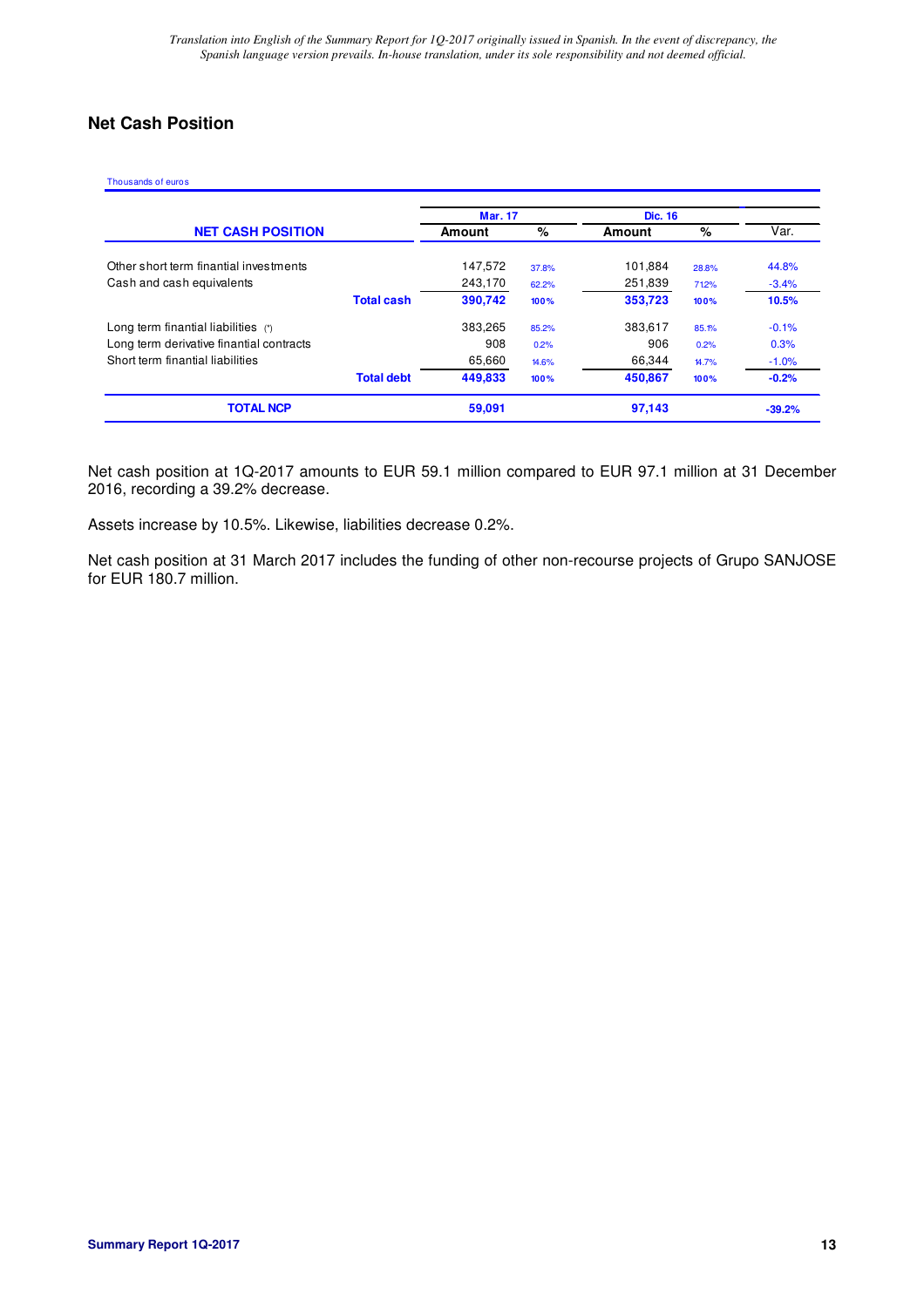## Net Cash Position

Thousands of euros

| NET CASH POSITION | | Mar. 17 | | Dic. 16 | | |
|---|---|---|---|---|---|---|
| | | Amount | % | Amount | % | Var. |
| Other short term finantial investments | | 147,572 | 37.8% | 101,884 | 28.8% | 44.8% |
| Cash and cash equivalents | | 243,170 | 62.2% | 251,839 | 71.2% | -3.4% |
| | **Total cash** | **390,742** | **100%** | **353,723** | **100%** | **10.5%** |
| Long term finantial liabilities (*) | | 383,265 | 85.2% | 383,617 | 85.1% | -0.1% |
| Long term derivative finantial contracts | | 908 | 0.2% | 906 | 0.2% | 0.3% |
| Short term finantial liabilities | | 65,660 | 14.6% | 66,344 | 14.7% | -1.0% |
| | **Total debt** | **449,833** | **100%** | **450,867** | **100%** | **-0.2%** |
| **TOTAL NCP** | | **59,091** | | **97,143** | | **-39.2%** |

Net cash position at 1Q-2017 amounts to EUR 59.1 million compared to EUR 97.1 million at 31 December 2016, recording a 39.2% decrease.

Assets increase by 10.5%. Likewise, liabilities decrease 0.2%.

Net cash position at 31 March 2017 includes the funding of other non-recourse projects of Grupo SANJOSE for EUR 180.7 million.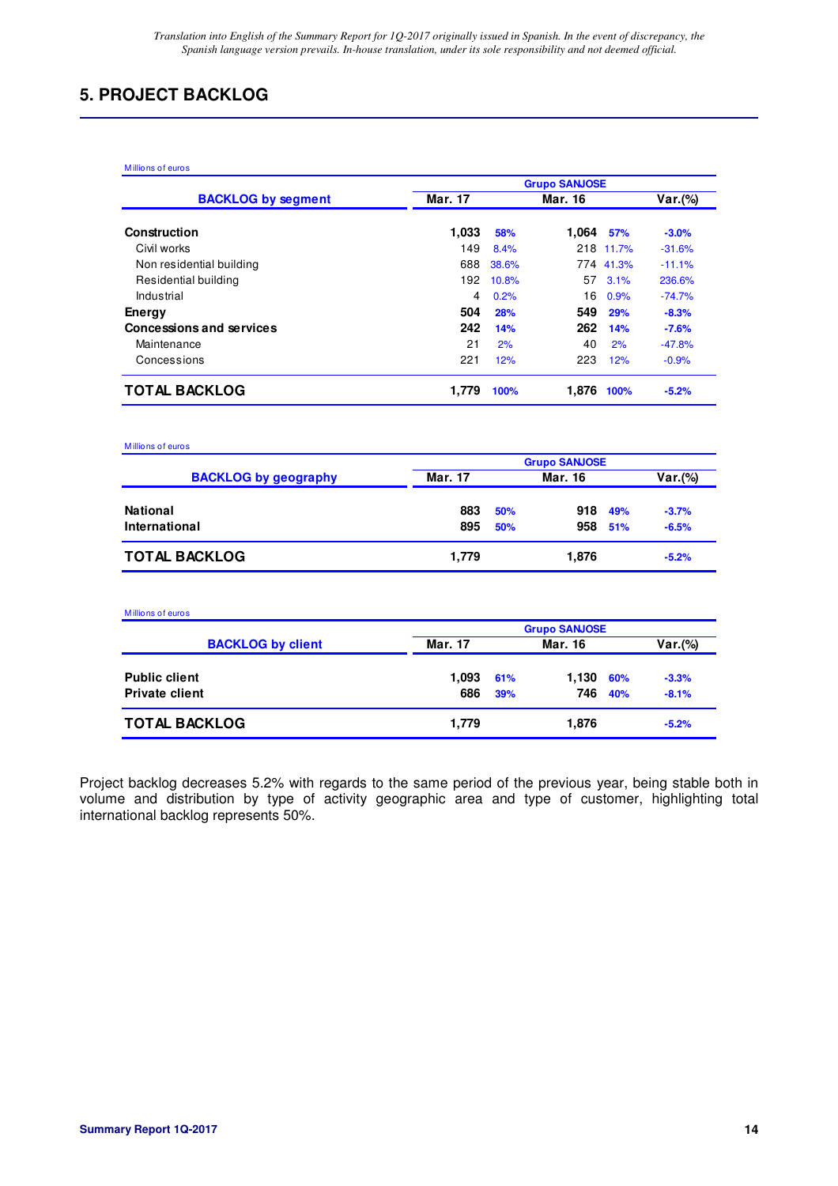*Translation into English of the Summary Report for 1Q-2017 originally issued in Spanish. In the event of discrepancy, the Spanish language version prevails. In-house translation, under its sole responsibility and not deemed official.*

## 5. PROJECT BACKLOG

Millions of euros

| BACKLOG by segment | Grupo SANJOSE | | | | |
|---|---|---|---|---|---|
| | Mar. 17 | | Mar. 16 | | Var.(%) |
| **Construction** | **1,033** | **58%** | **1,064** | **57%** | **-3.0%** |
| Civil works | 149 | 8.4% | 218 | 11.7% | -31.6% |
| Non residential building | 688 | 38.6% | 774 | 41.3% | -11.1% |
| Residential building | 192 | 10.8% | 57 | 3.1% | 236.6% |
| Industrial | 4 | 0.2% | 16 | 0.9% | -74.7% |
| **Energy** | **504** | **28%** | **549** | **29%** | **-8.3%** |
| **Concessions and services** | **242** | **14%** | **262** | **14%** | **-7.6%** |
| Maintenance | 21 | 2% | 40 | 2% | -47.8% |
| Concessions | 221 | 12% | 223 | 12% | -0.9% |
| **TOTAL BACKLOG** | **1,779** | **100%** | **1,876** | **100%** | **-5.2%** |

Millions of euros

| BACKLOG by geography | Grupo SANJOSE | | | | |
|---|---|---|---|---|---|
| | Mar. 17 | | Mar. 16 | | Var.(%) |
| **National** | **883** | **50%** | **918** | **49%** | **-3.7%** |
| **International** | **895** | **50%** | **958** | **51%** | **-6.5%** |
| **TOTAL BACKLOG** | **1,779** | | **1,876** | | **-5.2%** |

Millions of euros

| BACKLOG by client | Grupo SANJOSE | | | | |
|---|---|---|---|---|---|
| | Mar. 17 | | Mar. 16 | | Var.(%) |
| **Public client** | **1,093** | **61%** | **1,130** | **60%** | **-3.3%** |
| **Private client** | **686** | **39%** | **746** | **40%** | **-8.1%** |
| **TOTAL BACKLOG** | **1,779** | | **1,876** | | **-5.2%** |

Project backlog decreases 5.2% with regards to the same period of the previous year, being stable both in volume and distribution by type of activity geographic area and type of customer, highlighting total international backlog represents 50%.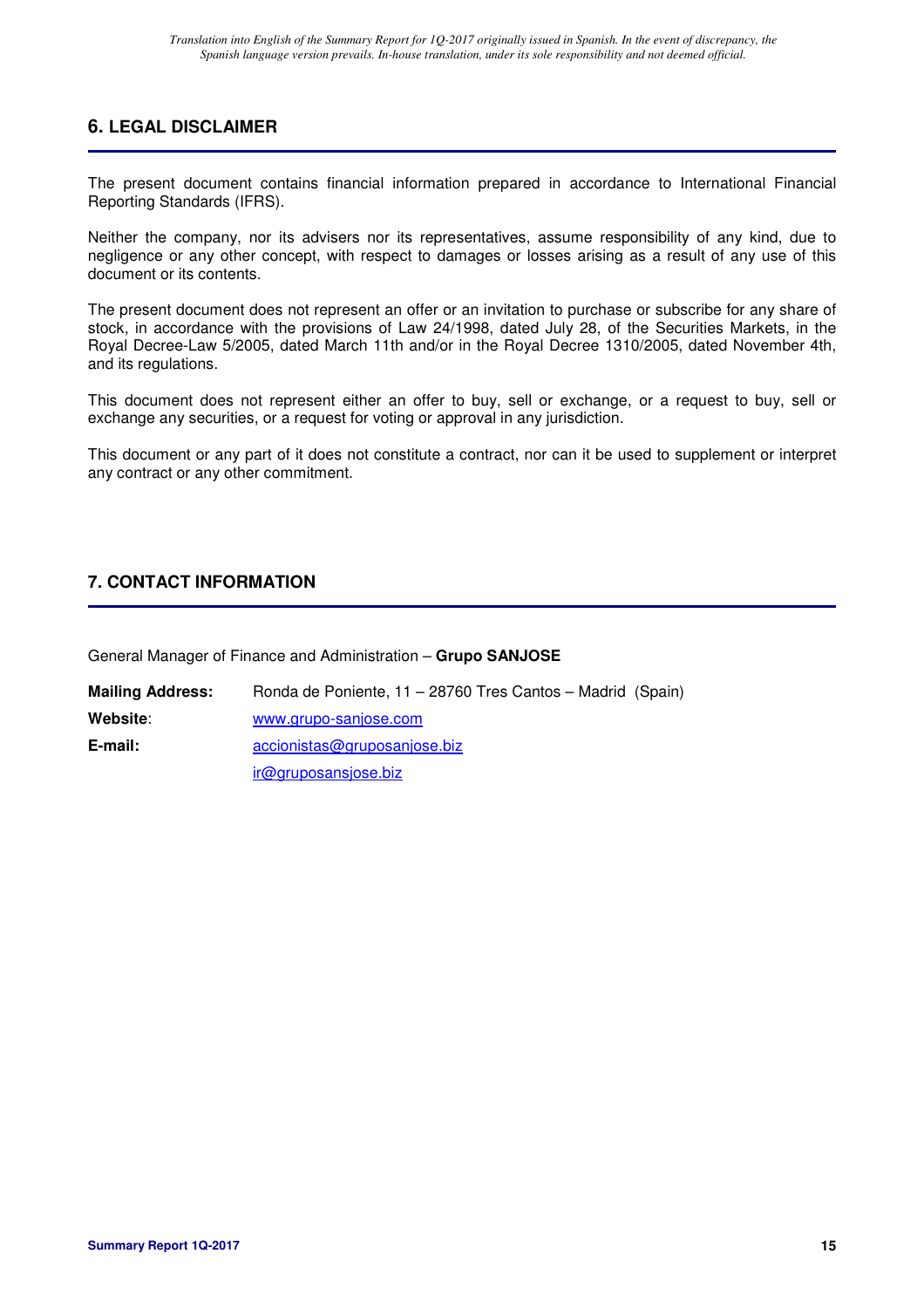## 6. LEGAL DISCLAIMER

The present document contains financial information prepared in accordance to International Financial Reporting Standards (IFRS).

Neither the company, nor its advisers nor its representatives, assume responsibility of any kind, due to negligence or any other concept, with respect to damages or losses arising as a result of any use of this document or its contents.

The present document does not represent an offer or an invitation to purchase or subscribe for any share of stock, in accordance with the provisions of Law 24/1998, dated July 28, of the Securities Markets, in the Royal Decree-Law 5/2005, dated March 11th and/or in the Royal Decree 1310/2005, dated November 4th, and its regulations.

This document does not represent either an offer to buy, sell or exchange, or a request to buy, sell or exchange any securities, or a request for voting or approval in any jurisdiction.

This document or any part of it does not constitute a contract, nor can it be used to supplement or interpret any contract or any other commitment.

## 7. CONTACT INFORMATION

General Manager of Finance and Administration – **Grupo SANJOSE**

**Mailing Address:** Ronda de Poniente, 11 – 28760 Tres Cantos – Madrid (Spain)

**Website**: www.grupo-sanjose.com

**E-mail:** accionistas@gruposanjose.biz

ir@gruposansjose.biz